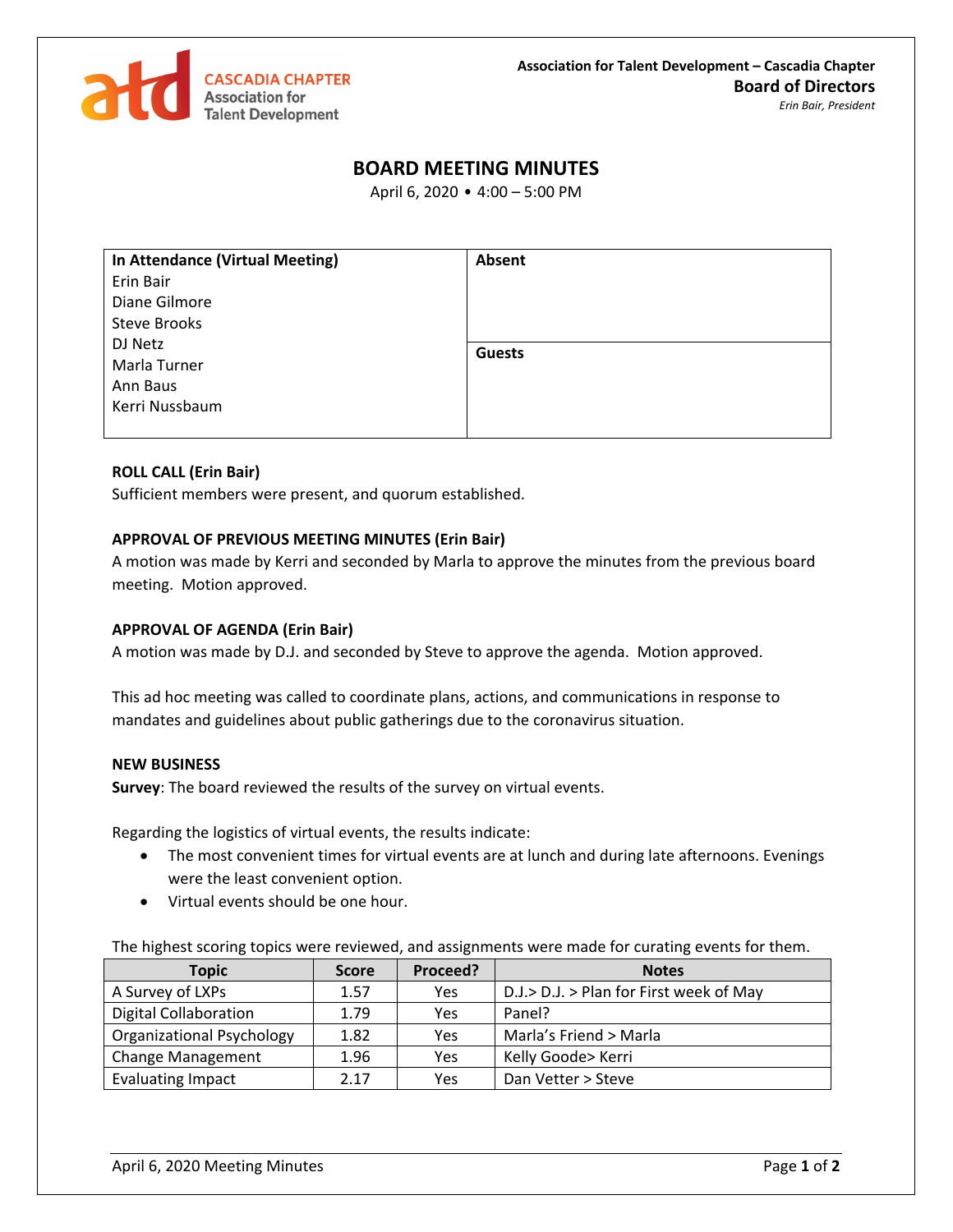CASCADIA CHAPTER
Association for Talent Development

**Association for Talent Development – Cascadia Chapter**
**Board of Directors**
*Erin Bair, President*

# BOARD MEETING MINUTES

April 6, 2020 • 4:00 – 5:00 PM

| In Attendance (Virtual Meeting) | Absent |
|---|---|
| Erin Bair<br>Diane Gilmore<br>Steve Brooks<br>DJ Netz<br>Marla Turner<br>Ann Baus<br>Kerri Nussbaum | **Guests** |

**ROLL CALL (Erin Bair)**
Sufficient members were present, and quorum established.

**APPROVAL OF PREVIOUS MEETING MINUTES (Erin Bair)**
A motion was made by Kerri and seconded by Marla to approve the minutes from the previous board meeting. Motion approved.

**APPROVAL OF AGENDA (Erin Bair)**
A motion was made by D.J. and seconded by Steve to approve the agenda. Motion approved.

This ad hoc meeting was called to coordinate plans, actions, and communications in response to mandates and guidelines about public gatherings due to the coronavirus situation.

**NEW BUSINESS**
**Survey**: The board reviewed the results of the survey on virtual events.

Regarding the logistics of virtual events, the results indicate:

- The most convenient times for virtual events are at lunch and during late afternoons. Evenings were the least convenient option.
- Virtual events should be one hour.

The highest scoring topics were reviewed, and assignments were made for curating events for them.

| Topic | Score | Proceed? | Notes |
|---|---|---|---|
| A Survey of LXPs | 1.57 | Yes | D.J.> D.J. > Plan for First week of May |
| Digital Collaboration | 1.79 | Yes | Panel? |
| Organizational Psychology | 1.82 | Yes | Marla's Friend > Marla |
| Change Management | 1.96 | Yes | Kelly Goode> Kerri |
| Evaluating Impact | 2.17 | Yes | Dan Vetter > Steve |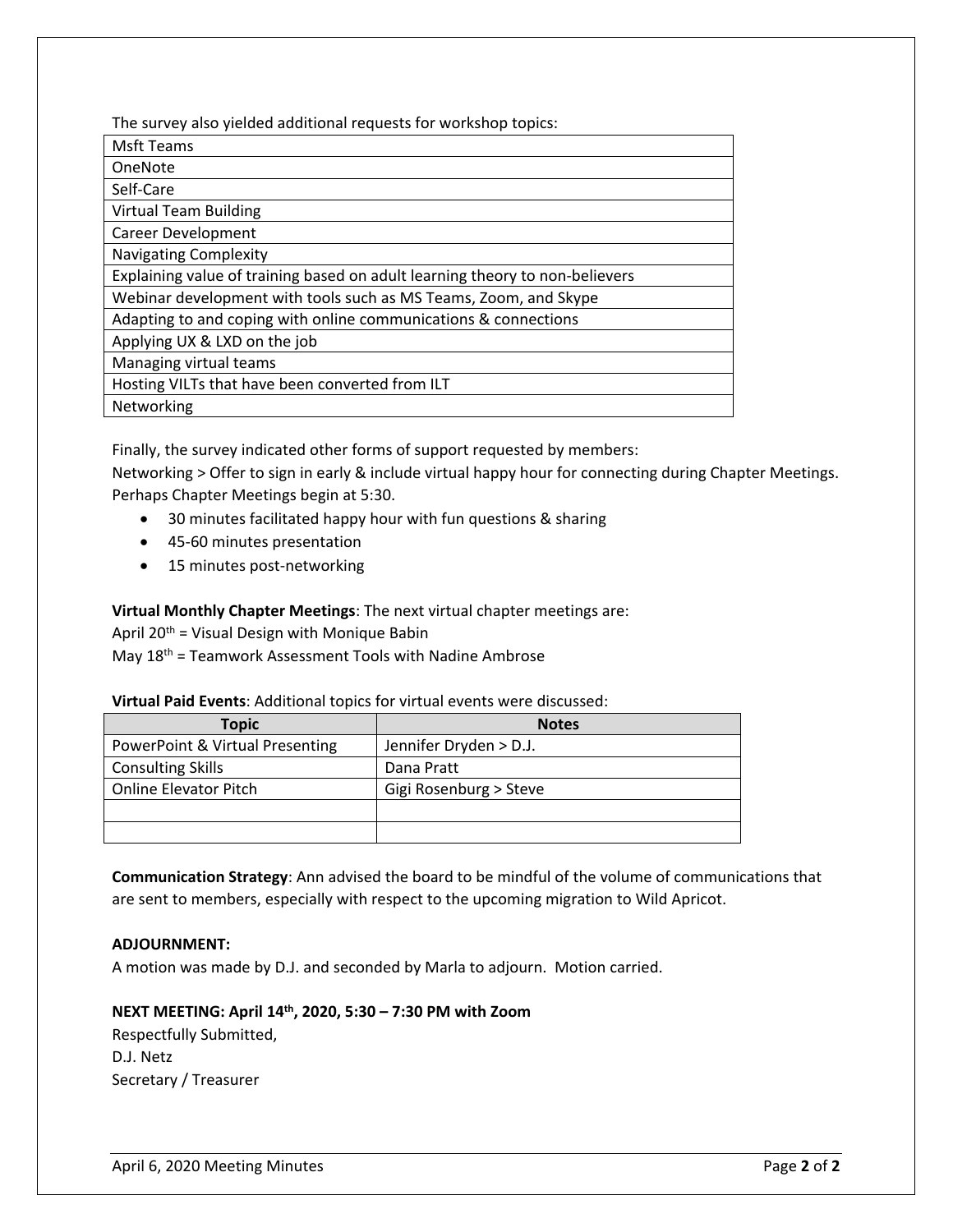The survey also yielded additional requests for workshop topics:

| |
|---|
| Msft Teams |
| OneNote |
| Self-Care |
| Virtual Team Building |
| Career Development |
| Navigating Complexity |
| Explaining value of training based on adult learning theory to non-believers |
| Webinar development with tools such as MS Teams, Zoom, and Skype |
| Adapting to and coping with online communications & connections |
| Applying UX & LXD on the job |
| Managing virtual teams |
| Hosting VILTs that have been converted from ILT |
| Networking |

Finally, the survey indicated other forms of support requested by members:
Networking > Offer to sign in early & include virtual happy hour for connecting during Chapter Meetings. Perhaps Chapter Meetings begin at 5:30.

- 30 minutes facilitated happy hour with fun questions & sharing
- 45-60 minutes presentation
- 15 minutes post-networking

**Virtual Monthly Chapter Meetings**: The next virtual chapter meetings are:
April 20th = Visual Design with Monique Babin
May 18th = Teamwork Assessment Tools with Nadine Ambrose

**Virtual Paid Events**: Additional topics for virtual events were discussed:

| Topic | Notes |
|---|---|
| PowerPoint & Virtual Presenting | Jennifer Dryden > D.J. |
| Consulting Skills | Dana Pratt |
| Online Elevator Pitch | Gigi Rosenburg > Steve |
| | |
| | |

**Communication Strategy**: Ann advised the board to be mindful of the volume of communications that are sent to members, especially with respect to the upcoming migration to Wild Apricot.

**ADJOURNMENT:**
A motion was made by D.J. and seconded by Marla to adjourn. Motion carried.

**NEXT MEETING: April 14th, 2020, 5:30 – 7:30 PM with Zoom**
Respectfully Submitted,
D.J. Netz
Secretary / Treasurer